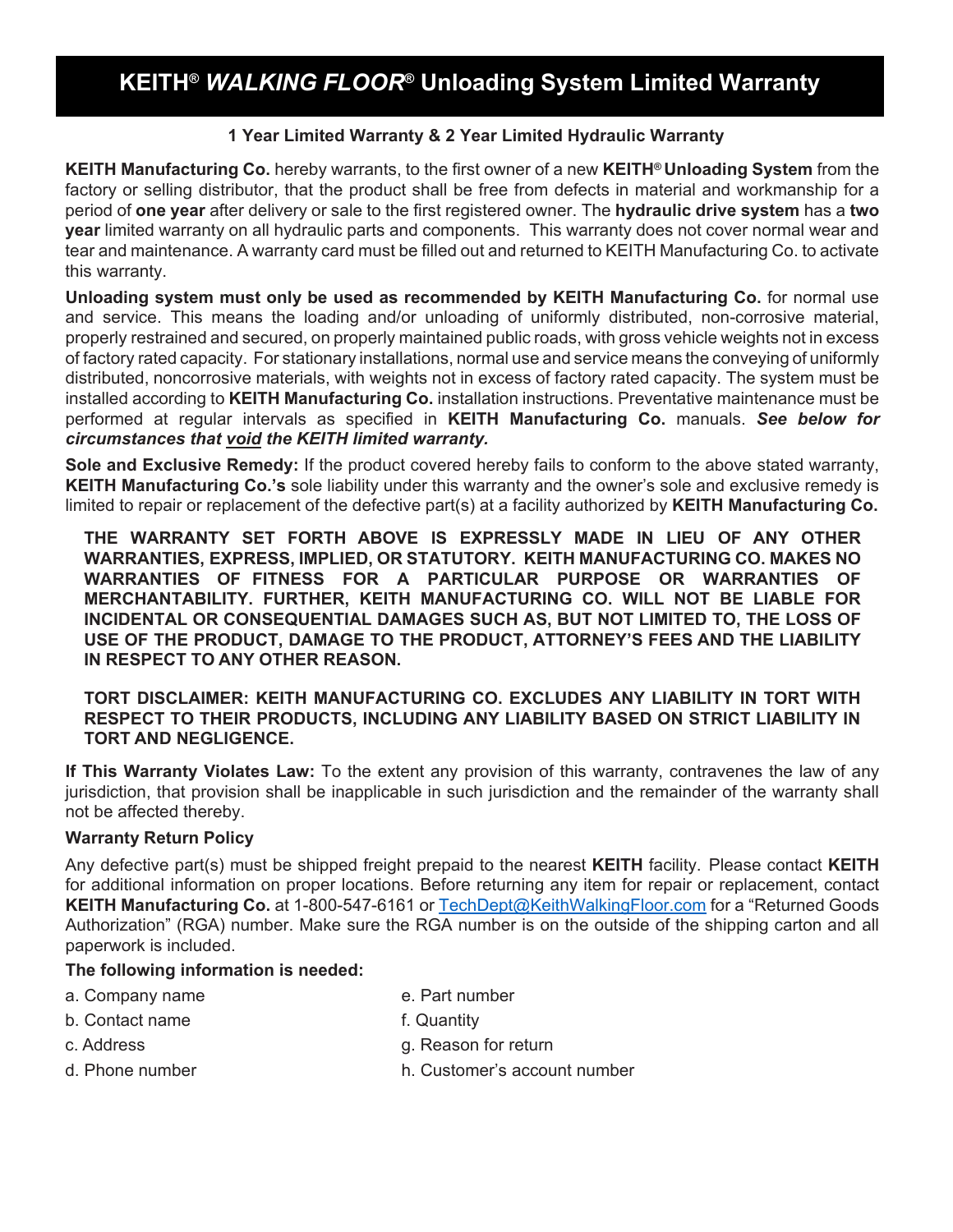# KEITH® *WALKING FLOOR*® Unloading System Limited Warranty

**1 Year Limited Warranty & 2 Year Limited Hydraulic Warranty**

**KEITH Manufacturing Co.** hereby warrants, to the first owner of a new **KEITH® Unloading System** from the factory or selling distributor, that the product shall be free from defects in material and workmanship for a period of **one year** after delivery or sale to the first registered owner. The **hydraulic drive system** has a **two year** limited warranty on all hydraulic parts and components. This warranty does not cover normal wear and tear and maintenance. A warranty card must be filled out and returned to KEITH Manufacturing Co. to activate this warranty.

**Unloading system must only be used as recommended by KEITH Manufacturing Co.** for normal use and service. This means the loading and/or unloading of uniformly distributed, non-corrosive material, properly restrained and secured, on properly maintained public roads, with gross vehicle weights not in excess of factory rated capacity. For stationary installations, normal use and service means the conveying of uniformly distributed, noncorrosive materials, with weights not in excess of factory rated capacity. The system must be installed according to **KEITH Manufacturing Co.** installation instructions. Preventative maintenance must be performed at regular intervals as specified in **KEITH Manufacturing Co.** manuals. ***See below for circumstances that <u>void</u> the KEITH limited warranty.***

**Sole and Exclusive Remedy:** If the product covered hereby fails to conform to the above stated warranty, **KEITH Manufacturing Co.'s** sole liability under this warranty and the owner's sole and exclusive remedy is limited to repair or replacement of the defective part(s) at a facility authorized by **KEITH Manufacturing Co.**

**THE WARRANTY SET FORTH ABOVE IS EXPRESSLY MADE IN LIEU OF ANY OTHER WARRANTIES, EXPRESS, IMPLIED, OR STATUTORY. KEITH MANUFACTURING CO. MAKES NO WARRANTIES OF FITNESS FOR A PARTICULAR PURPOSE OR WARRANTIES OF MERCHANTABILITY. FURTHER, KEITH MANUFACTURING CO. WILL NOT BE LIABLE FOR INCIDENTAL OR CONSEQUENTIAL DAMAGES SUCH AS, BUT NOT LIMITED TO, THE LOSS OF USE OF THE PRODUCT, DAMAGE TO THE PRODUCT, ATTORNEY'S FEES AND THE LIABILITY IN RESPECT TO ANY OTHER REASON.**

**TORT DISCLAIMER: KEITH MANUFACTURING CO. EXCLUDES ANY LIABILITY IN TORT WITH RESPECT TO THEIR PRODUCTS, INCLUDING ANY LIABILITY BASED ON STRICT LIABILITY IN TORT AND NEGLIGENCE.**

**If This Warranty Violates Law:** To the extent any provision of this warranty, contravenes the law of any jurisdiction, that provision shall be inapplicable in such jurisdiction and the remainder of the warranty shall not be affected thereby.

**Warranty Return Policy**

Any defective part(s) must be shipped freight prepaid to the nearest **KEITH** facility. Please contact **KEITH** for additional information on proper locations. Before returning any item for repair or replacement, contact **KEITH Manufacturing Co.** at 1-800-547-6161 or [TechDept@KeithWalkingFloor.com](mailto:TechDept@KeithWalkingFloor.com) for a "Returned Goods Authorization" (RGA) number. Make sure the RGA number is on the outside of the shipping carton and all paperwork is included.

**The following information is needed:**

a. Company name
b. Contact name
c. Address
d. Phone number
e. Part number
f. Quantity
g. Reason for return
h. Customer's account number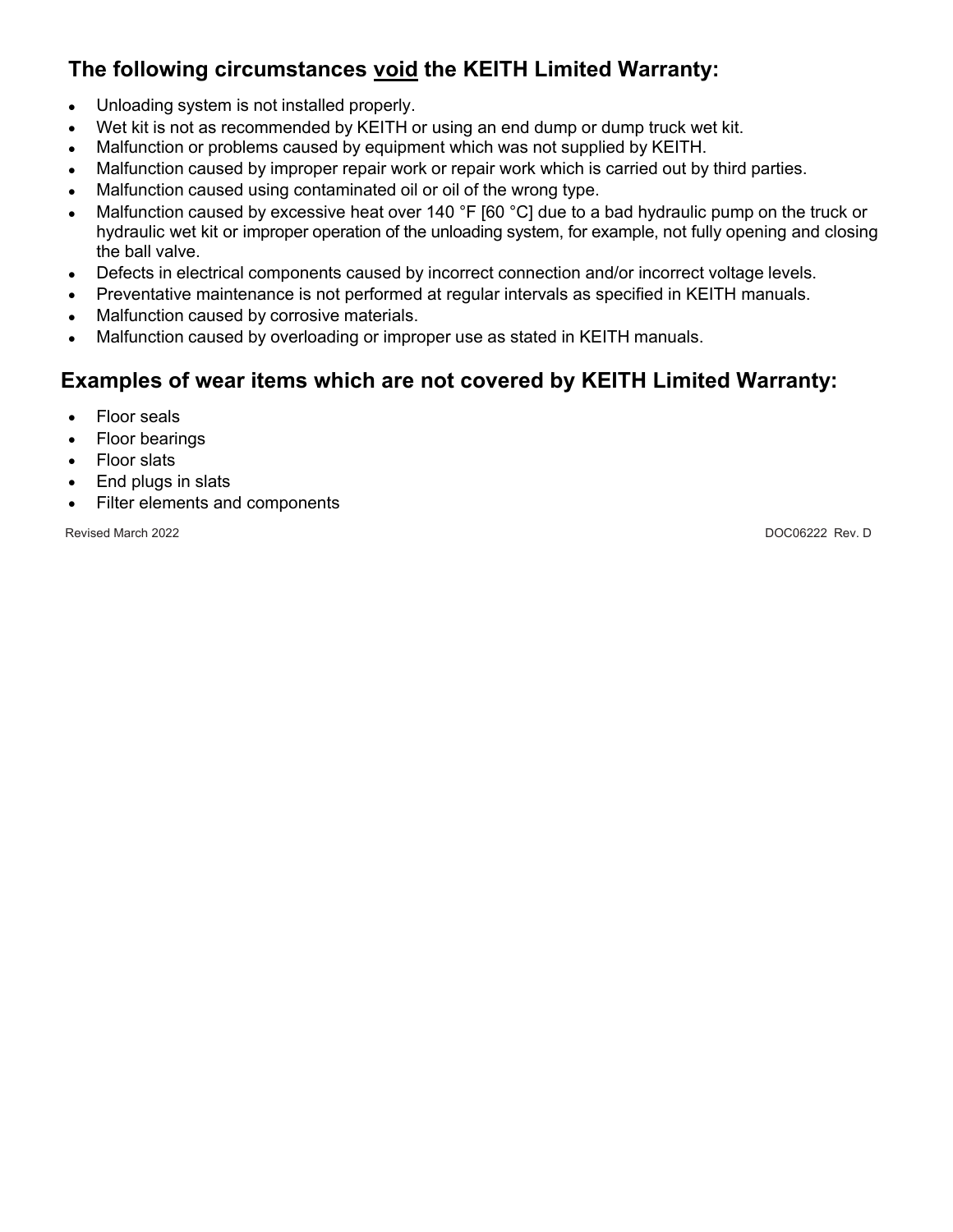## The following circumstances void the KEITH Limited Warranty:

- Unloading system is not installed properly.
- Wet kit is not as recommended by KEITH or using an end dump or dump truck wet kit.
- Malfunction or problems caused by equipment which was not supplied by KEITH.
- Malfunction caused by improper repair work or repair work which is carried out by third parties.
- Malfunction caused using contaminated oil or oil of the wrong type.
- Malfunction caused by excessive heat over 140 °F [60 °C] due to a bad hydraulic pump on the truck or hydraulic wet kit or improper operation of the unloading system, for example, not fully opening and closing the ball valve.
- Defects in electrical components caused by incorrect connection and/or incorrect voltage levels.
- Preventative maintenance is not performed at regular intervals as specified in KEITH manuals.
- Malfunction caused by corrosive materials.
- Malfunction caused by overloading or improper use as stated in KEITH manuals.

## Examples of wear items which are not covered by KEITH Limited Warranty:

- Floor seals
- Floor bearings
- Floor slats
- End plugs in slats
- Filter elements and components

Revised March 2022

DOC06222 Rev. D